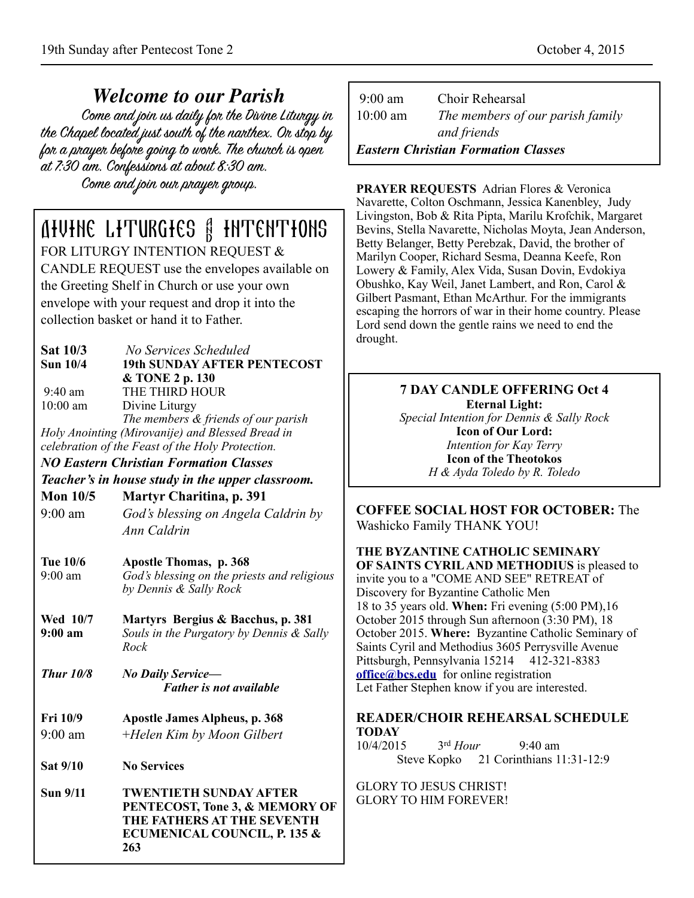## *Welcome to our Parish*

*Come and join us daily for the Divine Liturgy in the Chapel located just south of the narthex. Or stop by for a prayer before going to work. The church is open at 7:30 am. Confessions at about 8:30 am.*

*Come and join our prayer group.*

## DIVINE LITURGIES & INTENTIONS

FOR LITURGY INTENTION REQUEST & CANDLE REQUEST use the envelopes available on the Greeting Shelf in Church or use your own envelope with your request and drop it into the collection basket or hand it to Father.

**Sat 10/3** *No Services Scheduled*

**Sun 10/4** **19th SUNDAY AFTER PENTECOST & TONE 2 p. 130**

9:40 am THE THIRD HOUR

10:00 am Divine Liturgy
*The members & friends of our parish*

*Holy Anointing (Mirovanije) and Blessed Bread in celebration of the Feast of the Holy Protection.*

***NO Eastern Christian Formation Classes***

***Teacher's in house study in the upper classroom.***

**Mon 10/5** **Martyr Charitina, p. 391**

9:00 am *God's blessing on Angela Caldrin by Ann Caldrin*

**Tue 10/6** **Apostle Thomas, p. 368**

9:00 am *God's blessing on the priests and religious by Dennis & Sally Rock*

**Wed 10/7** **Martyrs Bergius & Bacchus, p. 381**

**9:00 am** *Souls in the Purgatory by Dennis & Sally Rock*

***Thur 10/8*** ***No Daily Service— Father is not available***

**Fri 10/9** **Apostle James Alpheus, p. 368**

9:00 am *+Helen Kim by Moon Gilbert*

**Sat 9/10** **No Services**

**Sun 9/11** **TWENTIETH SUNDAY AFTER PENTECOST, Tone 3, & MEMORY OF THE FATHERS AT THE SEVENTH ECUMENICAL COUNCIL, P. 135 & 263**

9:00 am Choir Rehearsal

10:00 am *The members of our parish family and friends*

***Eastern Christian Formation Classes***

**PRAYER REQUESTS** Adrian Flores & Veronica Navarette, Colton Oschmann, Jessica Kanenbley, Judy Livingston, Bob & Rita Pipta, Marilu Krofchik, Margaret Bevins, Stella Navarette, Nicholas Moyta, Jean Anderson, Betty Belanger, Betty Perebzak, David, the brother of Marilyn Cooper, Richard Sesma, Deanna Keefe, Ron Lowery & Family, Alex Vida, Susan Dovin, Evdokiya Obushko, Kay Weil, Janet Lambert, and Ron, Carol & Gilbert Pasmant, Ethan McArthur. For the immigrants escaping the horrors of war in their home country. Please Lord send down the gentle rains we need to end the drought.

**7 DAY CANDLE OFFERING Oct 4**

**Eternal Light:**
*Special Intention for Dennis & Sally Rock*

**Icon of Our Lord:**
*Intention for Kay Terry*

**Icon of the Theotokos**
*H & Ayda Toledo by R. Toledo*

**COFFEE SOCIAL HOST FOR OCTOBER:** The Washicko Family THANK YOU!

**THE BYZANTINE CATHOLIC SEMINARY OF SAINTS CYRIL AND METHODIUS** is pleased to invite you to a "COME AND SEE" RETREAT of Discovery for Byzantine Catholic Men 18 to 35 years old. **When:** Fri evening (5:00 PM),16 October 2015 through Sun afternoon (3:30 PM), 18 October 2015. **Where:** Byzantine Catholic Seminary of Saints Cyril and Methodius 3605 Perrysville Avenue Pittsburgh, Pennsylvania 15214 412-321-8383 **office@bcs.edu** for online registration
Let Father Stephen know if you are interested.

**READER/CHOIR REHEARSAL SCHEDULE TODAY**

10/4/2015 3rd *Hour* 9:40 am
Steve Kopko 21 Corinthians 11:31-12:9

GLORY TO JESUS CHRIST!
GLORY TO HIM FOREVER!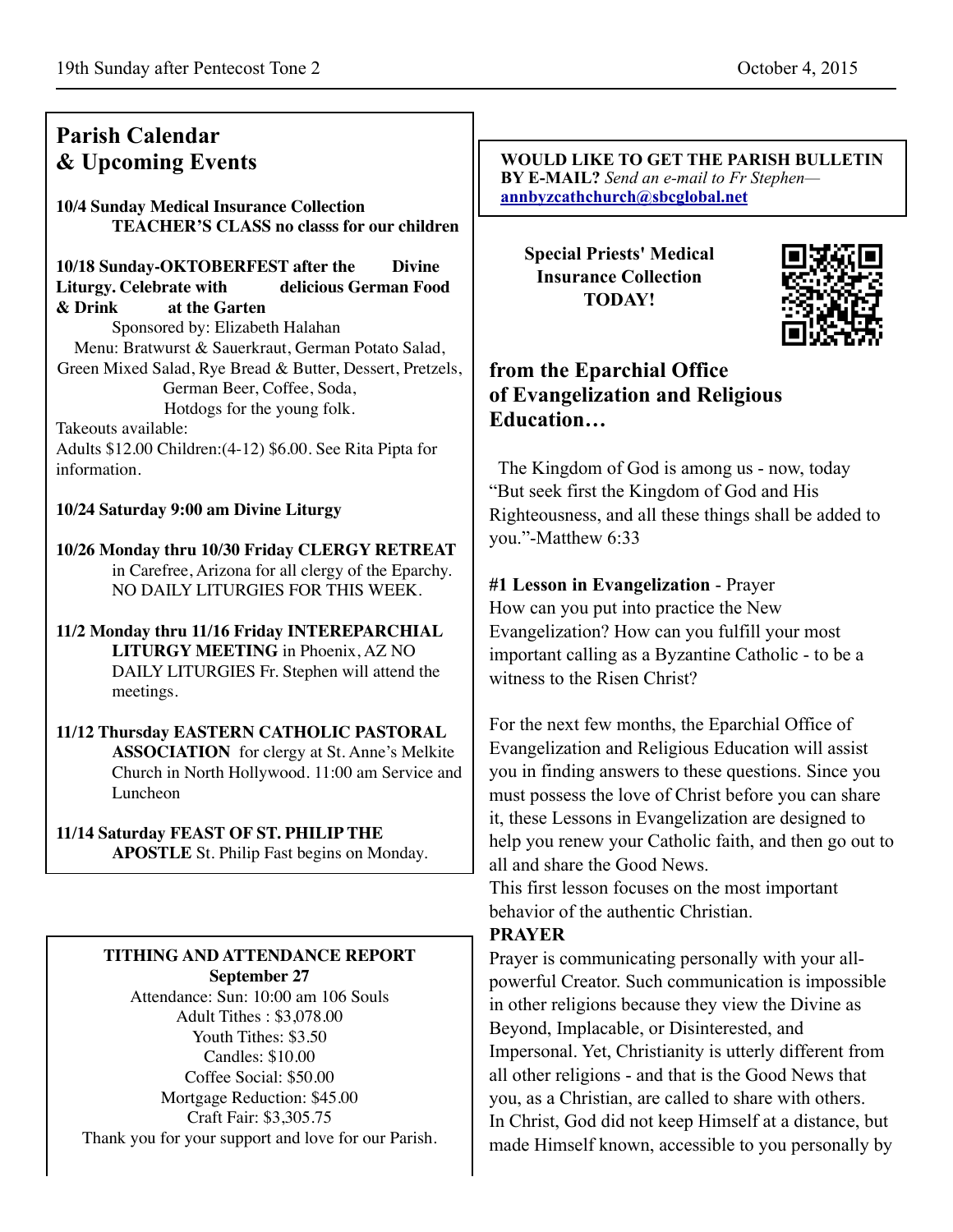## Parish Calendar & Upcoming Events

**10/4 Sunday Medical Insurance Collection**
**TEACHER'S CLASS no classs for our children**

**10/18 Sunday-OKTOBERFEST after the Divine Liturgy. Celebrate with delicious German Food & Drink at the Garten**
Sponsored by: Elizabeth Halahan
Menu: Bratwurst & Sauerkraut, German Potato Salad, Green Mixed Salad, Rye Bread & Butter, Dessert, Pretzels, German Beer, Coffee, Soda, Hotdogs for the young folk.
Takeouts available:
Adults $12.00 Children:(4-12) $6.00. See Rita Pipta for information.

**10/24 Saturday 9:00 am Divine Liturgy**

**10/26 Monday thru 10/30 Friday CLERGY RETREAT** in Carefree, Arizona for all clergy of the Eparchy. NO DAILY LITURGIES FOR THIS WEEK.

**11/2 Monday thru 11/16 Friday INTEREPARCHIAL LITURGY MEETING** in Phoenix, AZ NO DAILY LITURGIES Fr. Stephen will attend the meetings.

**11/12 Thursday EASTERN CATHOLIC PASTORAL ASSOCIATION** for clergy at St. Anne's Melkite Church in North Hollywood. 11:00 am Service and Luncheon

**11/14 Saturday FEAST OF ST. PHILIP THE APOSTLE** St. Philip Fast begins on Monday.

**TITHING AND ATTENDANCE REPORT**
**September 27**

Attendance: Sun: 10:00 am 106 Souls
Adult Tithes : $3,078.00
Youth Tithes: $3.50
Candles: $10.00
Coffee Social: $50.00
Mortgage Reduction: $45.00
Craft Fair: $3,305.75
Thank you for your support and love for our Parish.

**WOULD LIKE TO GET THE PARISH BULLETIN BY E-MAIL?** *Send an e-mail to Fr Stephen—* **annbyzcathchurch@sbcglobal.net**

**Special Priests' Medical Insurance Collection TODAY!**

## from the Eparchial Office of Evangelization and Religious Education…

The Kingdom of God is among us - now, today "But seek first the Kingdom of God and His Righteousness, and all these things shall be added to you."-Matthew 6:33

**#1 Lesson in Evangelization** - Prayer
How can you put into practice the New Evangelization? How can you fulfill your most important calling as a Byzantine Catholic - to be a witness to the Risen Christ?

For the next few months, the Eparchial Office of Evangelization and Religious Education will assist you in finding answers to these questions. Since you must possess the love of Christ before you can share it, these Lessons in Evangelization are designed to help you renew your Catholic faith, and then go out to all and share the Good News.
This first lesson focuses on the most important behavior of the authentic Christian.

**PRAYER**
Prayer is communicating personally with your all-powerful Creator. Such communication is impossible in other religions because they view the Divine as Beyond, Implacable, or Disinterested, and Impersonal. Yet, Christianity is utterly different from all other religions - and that is the Good News that you, as a Christian, are called to share with others. In Christ, God did not keep Himself at a distance, but made Himself known, accessible to you personally by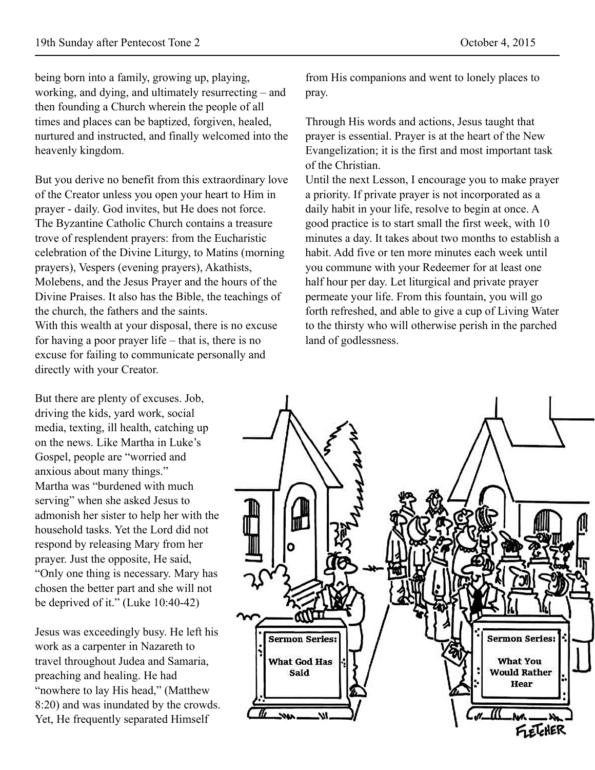being born into a family, growing up, playing, working, and dying, and ultimately resurrecting – and then founding a Church wherein the people of all times and places can be baptized, forgiven, healed, nurtured and instructed, and finally welcomed into the heavenly kingdom.

But you derive no benefit from this extraordinary love of the Creator unless you open your heart to Him in prayer - daily. God invites, but He does not force. The Byzantine Catholic Church contains a treasure trove of resplendent prayers: from the Eucharistic celebration of the Divine Liturgy, to Matins (morning prayers), Vespers (evening prayers), Akathists, Molebens, and the Jesus Prayer and the hours of the Divine Praises. It also has the Bible, the teachings of the church, the fathers and the saints.
With this wealth at your disposal, there is no excuse for having a poor prayer life – that is, there is no excuse for failing to communicate personally and directly with your Creator.

But there are plenty of excuses. Job, driving the kids, yard work, social media, texting, ill health, catching up on the news. Like Martha in Luke's Gospel, people are "worried and anxious about many things." Martha was "burdened with much serving" when she asked Jesus to admonish her sister to help her with the household tasks. Yet the Lord did not respond by releasing Mary from her prayer. Just the opposite, He said, "Only one thing is necessary. Mary has chosen the better part and she will not be deprived of it." (Luke 10:40-42)

Jesus was exceedingly busy. He left his work as a carpenter in Nazareth to travel throughout Judea and Samaria, preaching and healing. He had "nowhere to lay His head," (Matthew 8:20) and was inundated by the crowds. Yet, He frequently separated Himself from His companions and went to lonely places to pray.

Through His words and actions, Jesus taught that prayer is essential. Prayer is at the heart of the New Evangelization; it is the first and most important task of the Christian.
Until the next Lesson, I encourage you to make prayer a priority. If private prayer is not incorporated as a daily habit in your life, resolve to begin at once. A good practice is to start small the first week, with 10 minutes a day. It takes about two months to establish a habit. Add five or ten more minutes each week until you commune with your Redeemer for at least one half hour per day. Let liturgical and private prayer permeate your life. From this fountain, you will go forth refreshed, and able to give a cup of Living Water to the thirsty who will otherwise perish in the parched land of godlessness.

Sermon Series: What God Has Said

Sermon Series: What You Would Rather Hear

FLETCHER